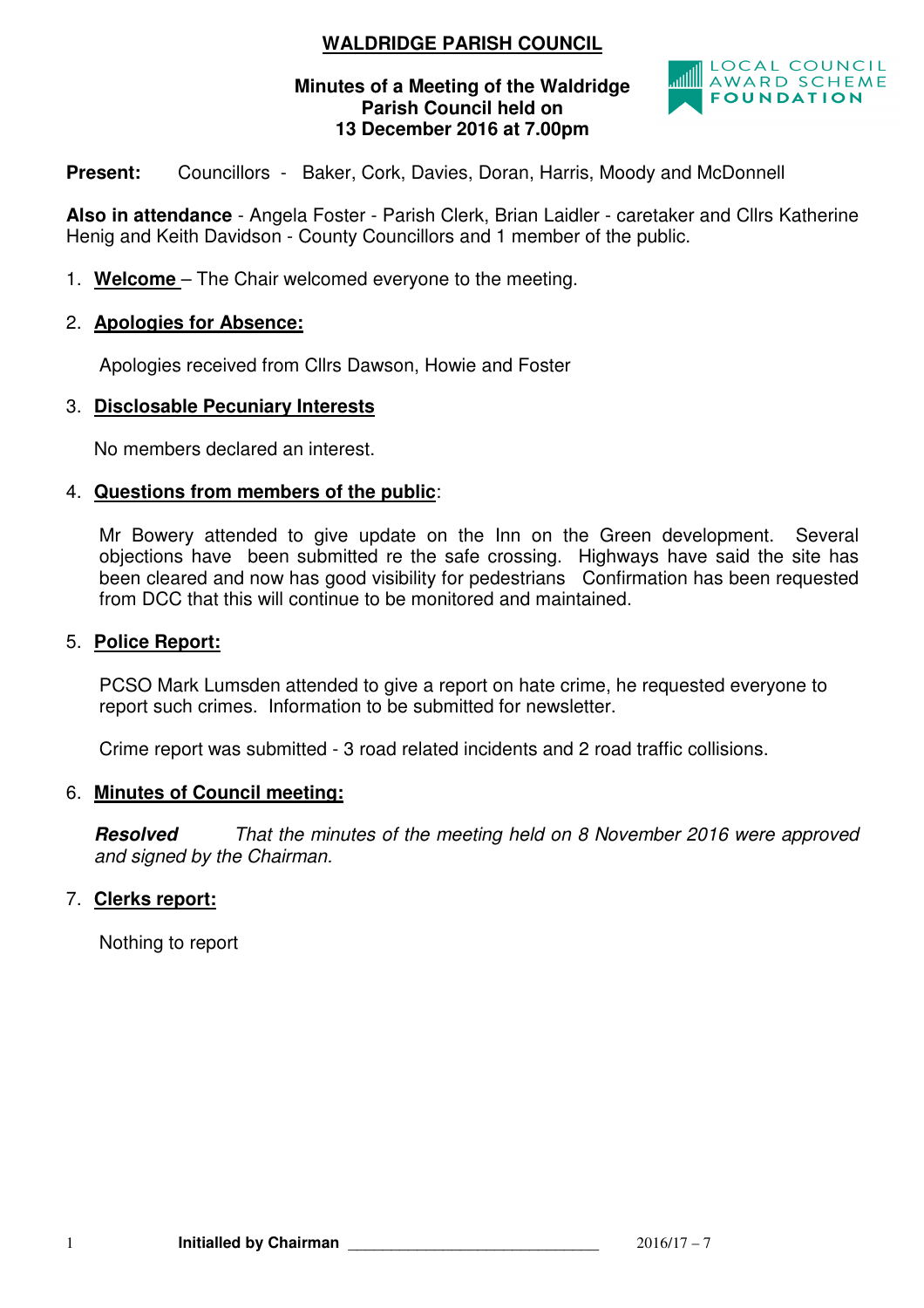# WALDRIDGE PARISH COUNCIL

**Minutes of a Meeting of the Waldridge Parish Council held on 13 December 2016 at 7.00pm**

**Present:** Councillors - Baker, Cork, Davies, Doran, Harris, Moody and McDonnell

**Also in attendance** - Angela Foster - Parish Clerk, Brian Laidler - caretaker and Cllrs Katherine Henig and Keith Davidson - County Councillors and 1 member of the public.

1. **Welcome** – The Chair welcomed everyone to the meeting.

2. **Apologies for Absence:**

   Apologies received from Cllrs Dawson, Howie and Foster

3. **Disclosable Pecuniary Interests**

   No members declared an interest.

4. **Questions from members of the public**:

   Mr Bowery attended to give update on the Inn on the Green development. Several objections have been submitted re the safe crossing. Highways have said the site has been cleared and now has good visibility for pedestrians Confirmation has been requested from DCC that this will continue to be monitored and maintained.

5. **Police Report:**

   PCSO Mark Lumsden attended to give a report on hate crime, he requested everyone to report such crimes. Information to be submitted for newsletter.

   Crime report was submitted - 3 road related incidents and 2 road traffic collisions.

6. **Minutes of Council meeting:**

   ***Resolved*** *That the minutes of the meeting held on 8 November 2016 were approved and signed by the Chairman.*

7. **Clerks report:**

   Nothing to report

**Initialled by Chairman** ______________________________ 2016/17 – 7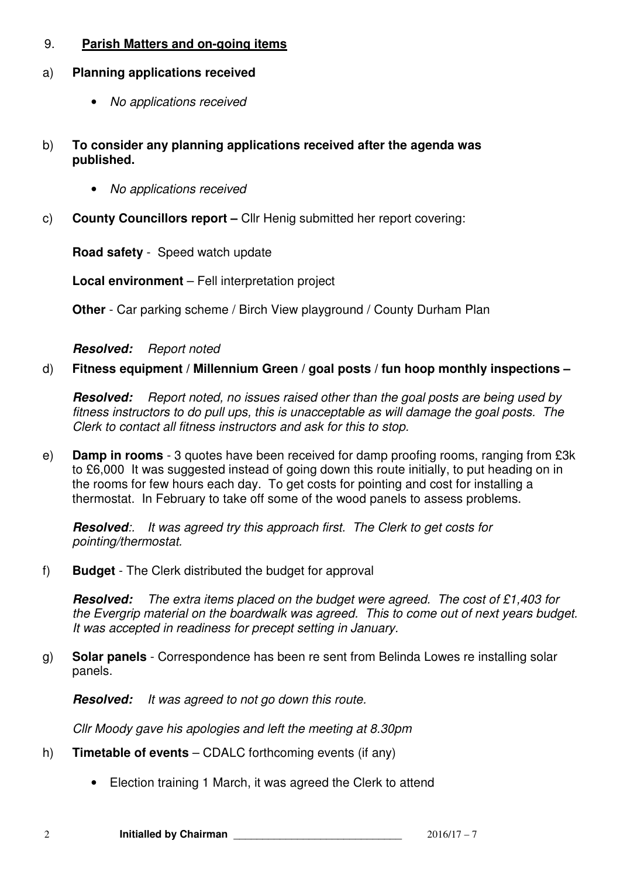## 9. **Parish Matters and on-going items**

a) **Planning applications received**

- *No applications received*

b) **To consider any planning applications received after the agenda was published.**

- *No applications received*

c) **County Councillors report –** Cllr Henig submitted her report covering:

**Road safety** - Speed watch update

**Local environment** – Fell interpretation project

**Other** - Car parking scheme / Birch View playground / County Durham Plan

***Resolved:*** *Report noted*

d) **Fitness equipment / Millennium Green / goal posts / fun hoop monthly inspections –**

***Resolved:*** *Report noted, no issues raised other than the goal posts are being used by fitness instructors to do pull ups, this is unacceptable as will damage the goal posts. The Clerk to contact all fitness instructors and ask for this to stop.*

e) **Damp in rooms** - 3 quotes have been received for damp proofing rooms, ranging from £3k to £6,000 It was suggested instead of going down this route initially, to put heading on in the rooms for few hours each day. To get costs for pointing and cost for installing a thermostat. In February to take off some of the wood panels to assess problems.

***Resolved****:. It was agreed try this approach first. The Clerk to get costs for pointing/thermostat.*

f) **Budget** - The Clerk distributed the budget for approval

***Resolved:*** *The extra items placed on the budget were agreed. The cost of £1,403 for the Evergrip material on the boardwalk was agreed. This to come out of next years budget. It was accepted in readiness for precept setting in January.*

g) **Solar panels** - Correspondence has been re sent from Belinda Lowes re installing solar panels.

***Resolved:*** *It was agreed to not go down this route.*

*Cllr Moody gave his apologies and left the meeting at 8.30pm*

h) **Timetable of events** – CDALC forthcoming events (if any)

- Election training 1 March, it was agreed the Clerk to attend

**Initialled by Chairman** ______________________________ 2016/17 – 7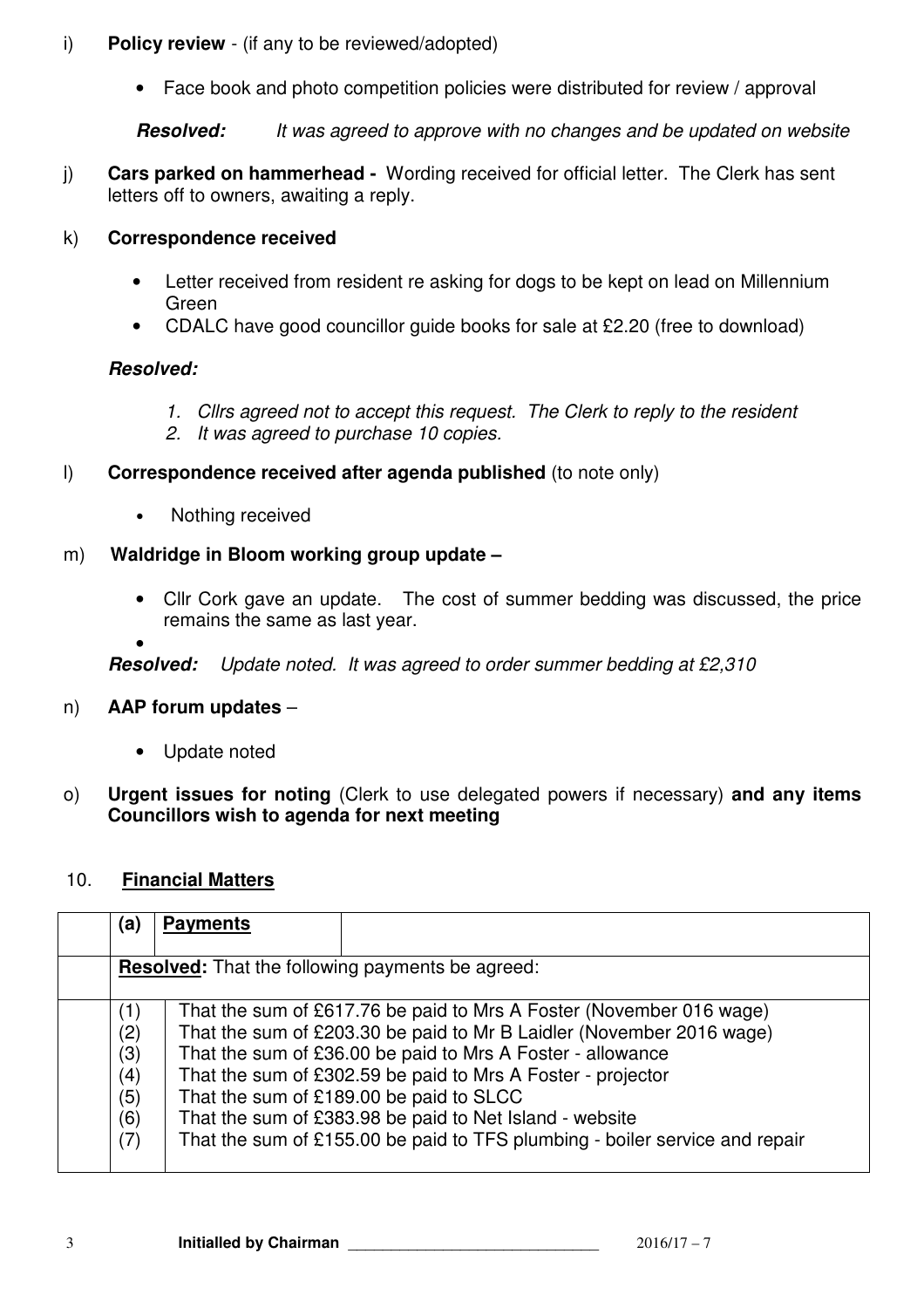i) **Policy review** - (if any to be reviewed/adopted)

- Face book and photo competition policies were distributed for review / approval

***Resolved:*** *It was agreed to approve with no changes and be updated on website*

j) **Cars parked on hammerhead -** Wording received for official letter. The Clerk has sent letters off to owners, awaiting a reply.

k) **Correspondence received**

- Letter received from resident re asking for dogs to be kept on lead on Millennium Green
- CDALC have good councillor guide books for sale at £2.20 (free to download)

***Resolved:***

1. *Cllrs agreed not to accept this request. The Clerk to reply to the resident*
2. *It was agreed to purchase 10 copies.*

l) **Correspondence received after agenda published** (to note only)

- Nothing received

m) **Waldridge in Bloom working group update –**

- Cllr Cork gave an update. The cost of summer bedding was discussed, the price remains the same as last year.

***Resolved:*** *Update noted. It was agreed to order summer bedding at £2,310*

n) **AAP forum updates** –

- Update noted

o) **Urgent issues for noting** (Clerk to use delegated powers if necessary) **and any items Councillors wish to agenda for next meeting**

10. **Financial Matters**

| | (a) | **Payments** |
|---|---|---|
| | **Resolved:** That the following payments be agreed: | |
| | (1) | That the sum of £617.76 be paid to Mrs A Foster (November 016 wage) |
| | (2) | That the sum of £203.30 be paid to Mr B Laidler (November 2016 wage) |
| | (3) | That the sum of £36.00 be paid to Mrs A Foster - allowance |
| | (4) | That the sum of £302.59 be paid to Mrs A Foster - projector |
| | (5) | That the sum of £189.00 be paid to SLCC |
| | (6) | That the sum of £383.98 be paid to Net Island - website |
| | (7) | That the sum of £155.00 be paid to TFS plumbing - boiler service and repair |

Initialled by Chairman ______________________________ 2016/17 – 7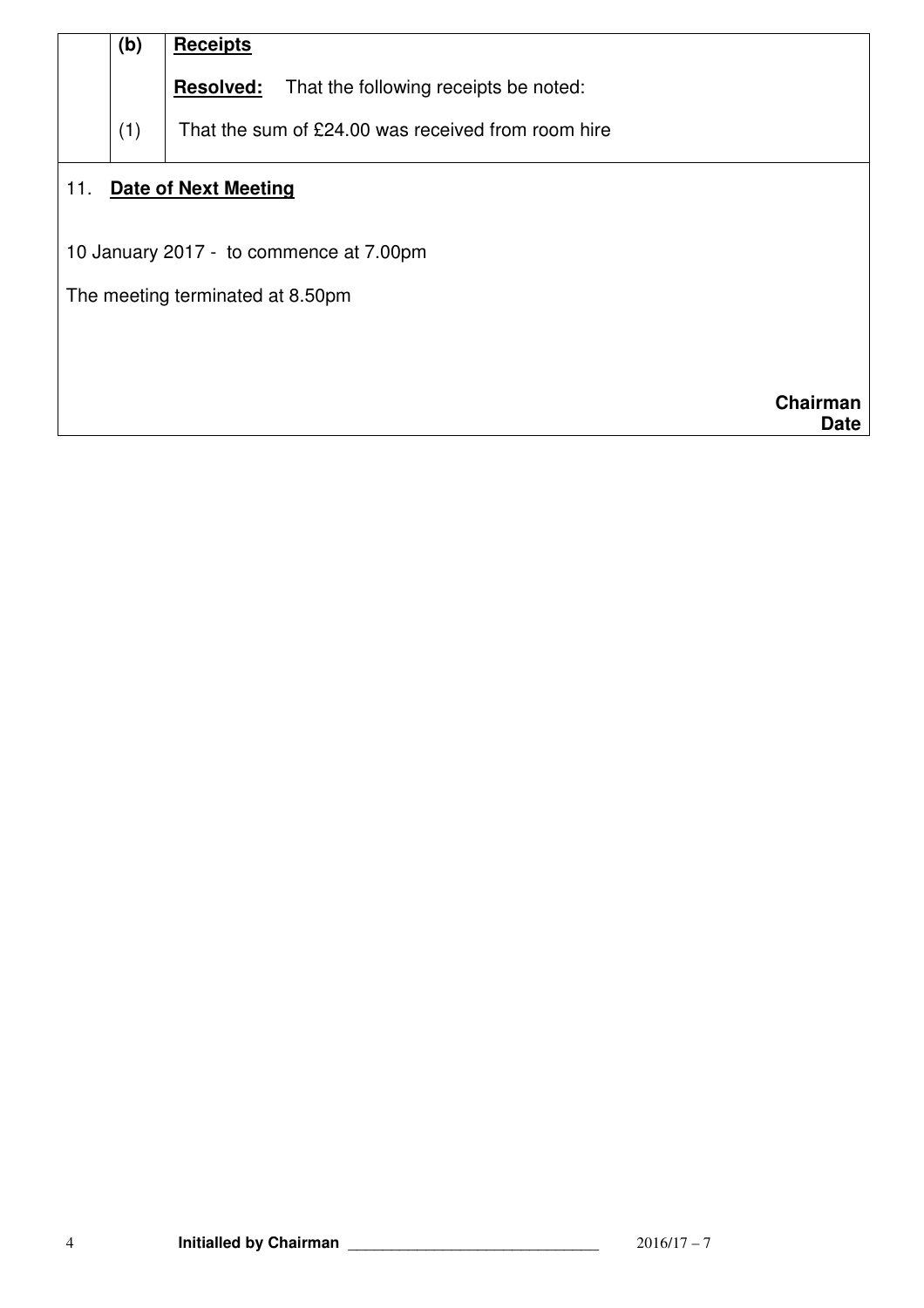| | | |
|---|---|---|
| | **(b)** | **Receipts** |
| | | **Resolved:** That the following receipts be noted: |
| | (1) | That the sum of £24.00 was received from room hire |

11. **Date of Next Meeting**

10 January 2017 - to commence at 7.00pm

The meeting terminated at 8.50pm

**Chairman**
**Date**

**Initialled by Chairman** ______________________________ 2016/17 – 7